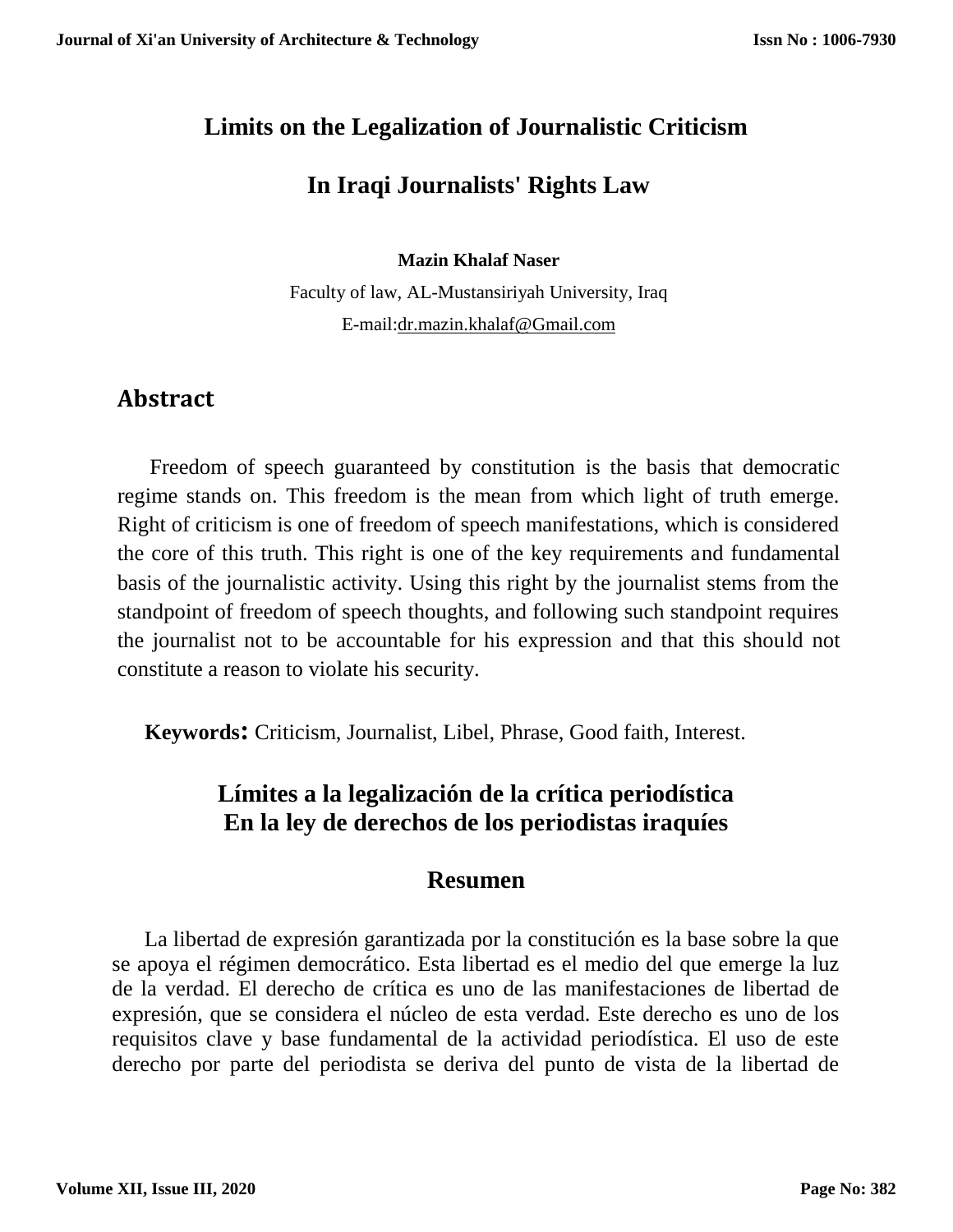# Limits on the Legalization of Journalistic Criticism

# In Iraqi Journalists' Rights Law

**Mazin Khalaf Naser**

Faculty of law, AL-Mustansiriyah University, Iraq

E-mail:dr.mazin.khalaf@Gmail.com

## Abstract

Freedom of speech guaranteed by constitution is the basis that democratic regime stands on. This freedom is the mean from which light of truth emerge. Right of criticism is one of freedom of speech manifestations, which is considered the core of this truth. This right is one of the key requirements and fundamental basis of the journalistic activity. Using this right by the journalist stems from the standpoint of freedom of speech thoughts, and following such standpoint requires the journalist not to be accountable for his expression and that this should not constitute a reason to violate his security.

**Keywords:** Criticism, Journalist, Libel, Phrase, Good faith, Interest.

## Límites a la legalización de la crítica periodística En la ley de derechos de los periodistas iraquíes

## Resumen

La libertad de expresión garantizada por la constitución es la base sobre la que se apoya el régimen democrático. Esta libertad es el medio del que emerge la luz de la verdad. El derecho de crítica es uno de las manifestaciones de libertad de expresión, que se considera el núcleo de esta verdad. Este derecho es uno de los requisitos clave y base fundamental de la actividad periodística. El uso de este derecho por parte del periodista se deriva del punto de vista de la libertad de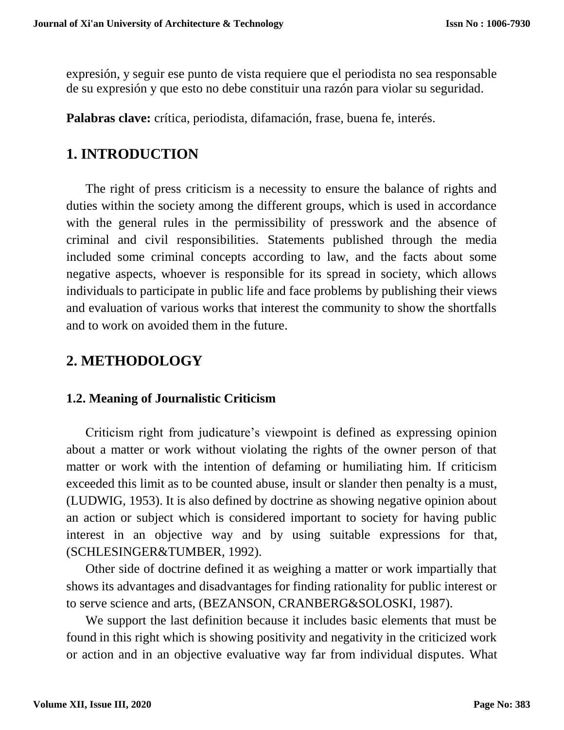expresión, y seguir ese punto de vista requiere que el periodista no sea responsable de su expresión y que esto no debe constituir una razón para violar su seguridad.

**Palabras clave:** crítica, periodista, difamación, frase, buena fe, interés.

## 1. INTRODUCTION

The right of press criticism is a necessity to ensure the balance of rights and duties within the society among the different groups, which is used in accordance with the general rules in the permissibility of presswork and the absence of criminal and civil responsibilities. Statements published through the media included some criminal concepts according to law, and the facts about some negative aspects, whoever is responsible for its spread in society, which allows individuals to participate in public life and face problems by publishing their views and evaluation of various works that interest the community to show the shortfalls and to work on avoided them in the future.

## 2. METHODOLOGY

### 1.2. Meaning of Journalistic Criticism

Criticism right from judicature's viewpoint is defined as expressing opinion about a matter or work without violating the rights of the owner person of that matter or work with the intention of defaming or humiliating him. If criticism exceeded this limit as to be counted abuse, insult or slander then penalty is a must, (LUDWIG, 1953). It is also defined by doctrine as showing negative opinion about an action or subject which is considered important to society for having public interest in an objective way and by using suitable expressions for that, (SCHLESINGER&TUMBER, 1992).

Other side of doctrine defined it as weighing a matter or work impartially that shows its advantages and disadvantages for finding rationality for public interest or to serve science and arts, (BEZANSON, CRANBERG&SOLOSKI, 1987).

We support the last definition because it includes basic elements that must be found in this right which is showing positivity and negativity in the criticized work or action and in an objective evaluative way far from individual disputes. What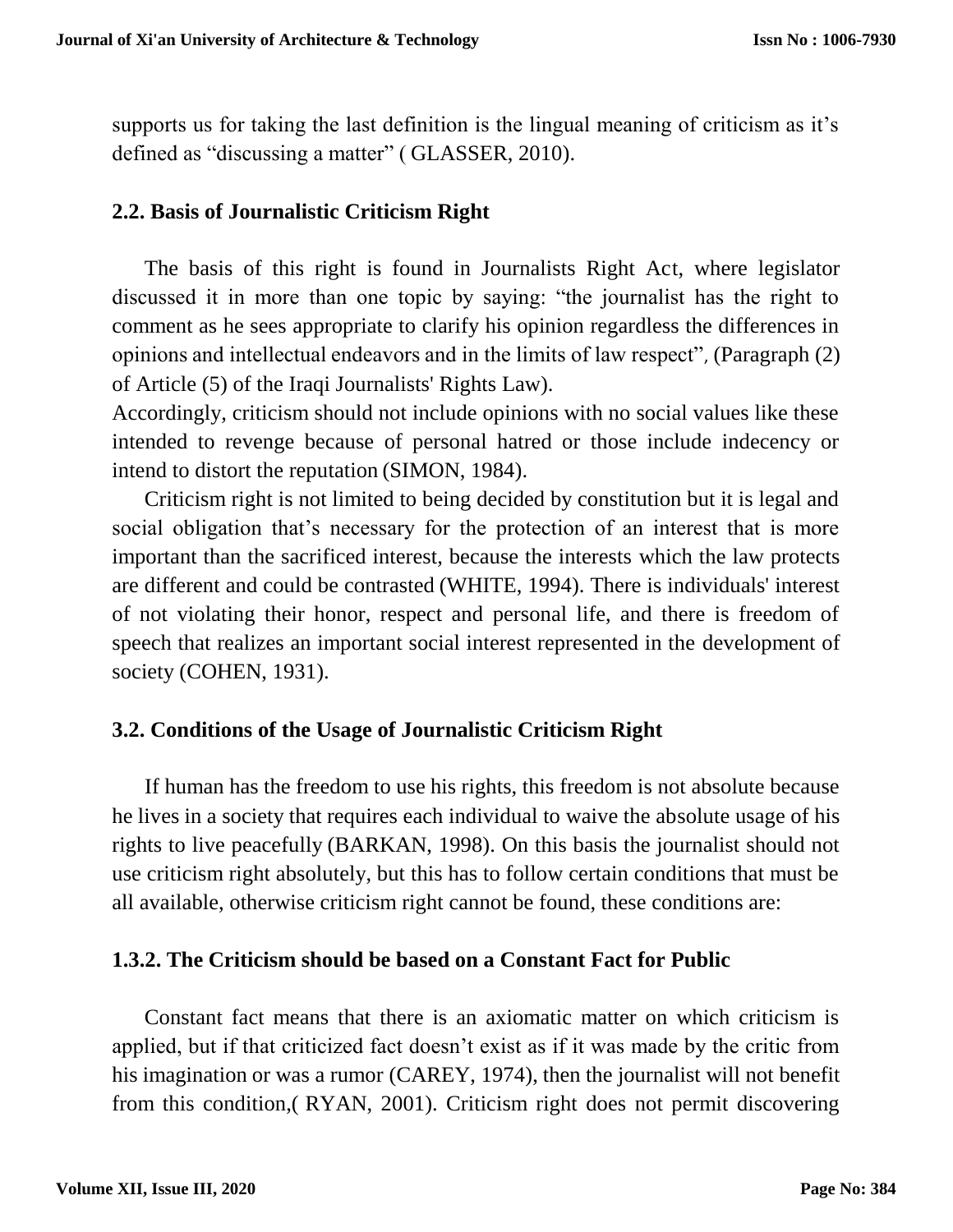supports us for taking the last definition is the lingual meaning of criticism as it's defined as "discussing a matter" ( GLASSER, 2010).

## 2.2. Basis of Journalistic Criticism Right

The basis of this right is found in Journalists Right Act, where legislator discussed it in more than one topic by saying: "the journalist has the right to comment as he sees appropriate to clarify his opinion regardless the differences in opinions and intellectual endeavors and in the limits of law respect", (Paragraph (2) of Article (5) of the Iraqi Journalists' Rights Law).

Accordingly, criticism should not include opinions with no social values like these intended to revenge because of personal hatred or those include indecency or intend to distort the reputation (SIMON, 1984).

Criticism right is not limited to being decided by constitution but it is legal and social obligation that's necessary for the protection of an interest that is more important than the sacrificed interest, because the interests which the law protects are different and could be contrasted (WHITE, 1994). There is individuals' interest of not violating their honor, respect and personal life, and there is freedom of speech that realizes an important social interest represented in the development of society (COHEN, 1931).

## 3.2. Conditions of the Usage of Journalistic Criticism Right

If human has the freedom to use his rights, this freedom is not absolute because he lives in a society that requires each individual to waive the absolute usage of his rights to live peacefully (BARKAN, 1998). On this basis the journalist should not use criticism right absolutely, but this has to follow certain conditions that must be all available, otherwise criticism right cannot be found, these conditions are:

### 1.3.2. The Criticism should be based on a Constant Fact for Public

Constant fact means that there is an axiomatic matter on which criticism is applied, but if that criticized fact doesn't exist as if it was made by the critic from his imagination or was a rumor (CAREY, 1974), then the journalist will not benefit from this condition,( RYAN, 2001). Criticism right does not permit discovering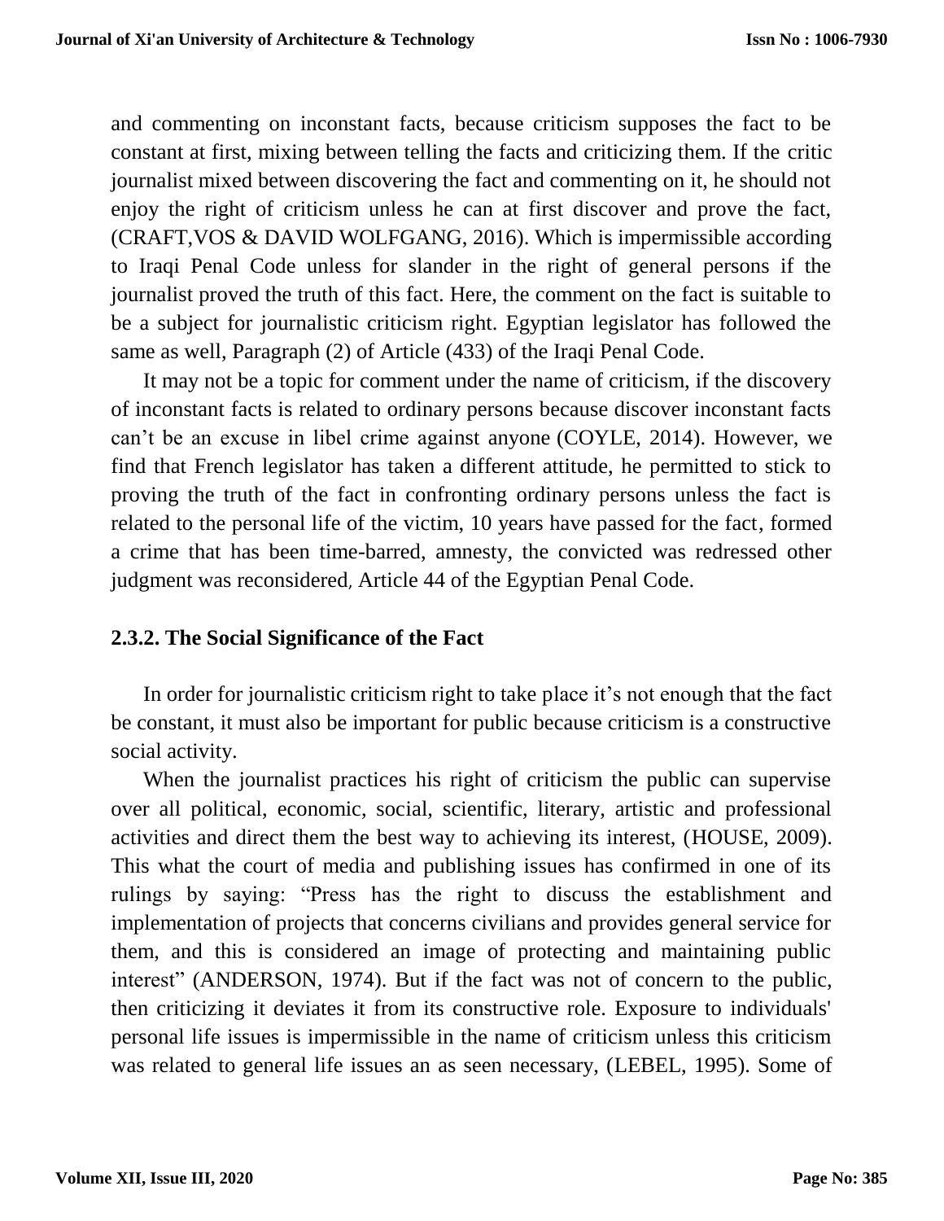and commenting on inconstant facts, because criticism supposes the fact to be constant at first, mixing between telling the facts and criticizing them. If the critic journalist mixed between discovering the fact and commenting on it, he should not enjoy the right of criticism unless he can at first discover and prove the fact, (CRAFT,VOS & DAVID WOLFGANG, 2016). Which is impermissible according to Iraqi Penal Code unless for slander in the right of general persons if the journalist proved the truth of this fact. Here, the comment on the fact is suitable to be a subject for journalistic criticism right. Egyptian legislator has followed the same as well, Paragraph (2) of Article (433) of the Iraqi Penal Code.

It may not be a topic for comment under the name of criticism, if the discovery of inconstant facts is related to ordinary persons because discover inconstant facts can't be an excuse in libel crime against anyone (COYLE, 2014). However, we find that French legislator has taken a different attitude, he permitted to stick to proving the truth of the fact in confronting ordinary persons unless the fact is related to the personal life of the victim, 10 years have passed for the fact, formed a crime that has been time-barred, amnesty, the convicted was redressed other judgment was reconsidered, Article 44 of the Egyptian Penal Code.

### 2.3.2. The Social Significance of the Fact

In order for journalistic criticism right to take place it's not enough that the fact be constant, it must also be important for public because criticism is a constructive social activity.

When the journalist practices his right of criticism the public can supervise over all political, economic, social, scientific, literary, artistic and professional activities and direct them the best way to achieving its interest, (HOUSE, 2009). This what the court of media and publishing issues has confirmed in one of its rulings by saying: "Press has the right to discuss the establishment and implementation of projects that concerns civilians and provides general service for them, and this is considered an image of protecting and maintaining public interest" (ANDERSON, 1974). But if the fact was not of concern to the public, then criticizing it deviates it from its constructive role. Exposure to individuals' personal life issues is impermissible in the name of criticism unless this criticism was related to general life issues an as seen necessary, (LEBEL, 1995). Some of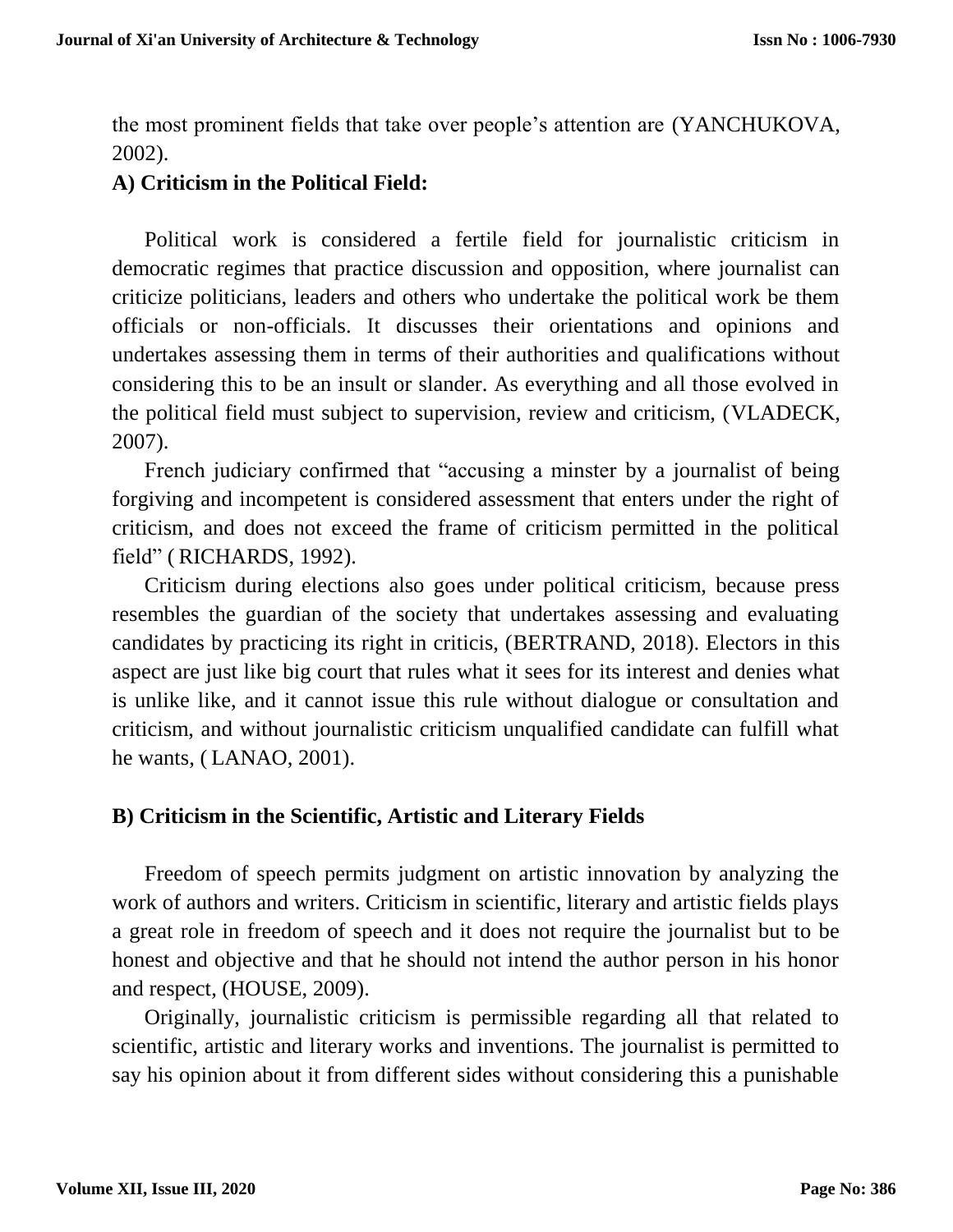the most prominent fields that take over people's attention are (YANCHUKOVA, 2002).

### A) Criticism in the Political Field:

Political work is considered a fertile field for journalistic criticism in democratic regimes that practice discussion and opposition, where journalist can criticize politicians, leaders and others who undertake the political work be them officials or non-officials. It discusses their orientations and opinions and undertakes assessing them in terms of their authorities and qualifications without considering this to be an insult or slander. As everything and all those evolved in the political field must subject to supervision, review and criticism, (VLADECK, 2007).

French judiciary confirmed that "accusing a minster by a journalist of being forgiving and incompetent is considered assessment that enters under the right of criticism, and does not exceed the frame of criticism permitted in the political field" ( RICHARDS, 1992).

Criticism during elections also goes under political criticism, because press resembles the guardian of the society that undertakes assessing and evaluating candidates by practicing its right in criticis, (BERTRAND, 2018). Electors in this aspect are just like big court that rules what it sees for its interest and denies what is unlike like, and it cannot issue this rule without dialogue or consultation and criticism, and without journalistic criticism unqualified candidate can fulfill what he wants, ( LANAO, 2001).

### B) Criticism in the Scientific, Artistic and Literary Fields

Freedom of speech permits judgment on artistic innovation by analyzing the work of authors and writers. Criticism in scientific, literary and artistic fields plays a great role in freedom of speech and it does not require the journalist but to be honest and objective and that he should not intend the author person in his honor and respect, (HOUSE, 2009).

Originally, journalistic criticism is permissible regarding all that related to scientific, artistic and literary works and inventions. The journalist is permitted to say his opinion about it from different sides without considering this a punishable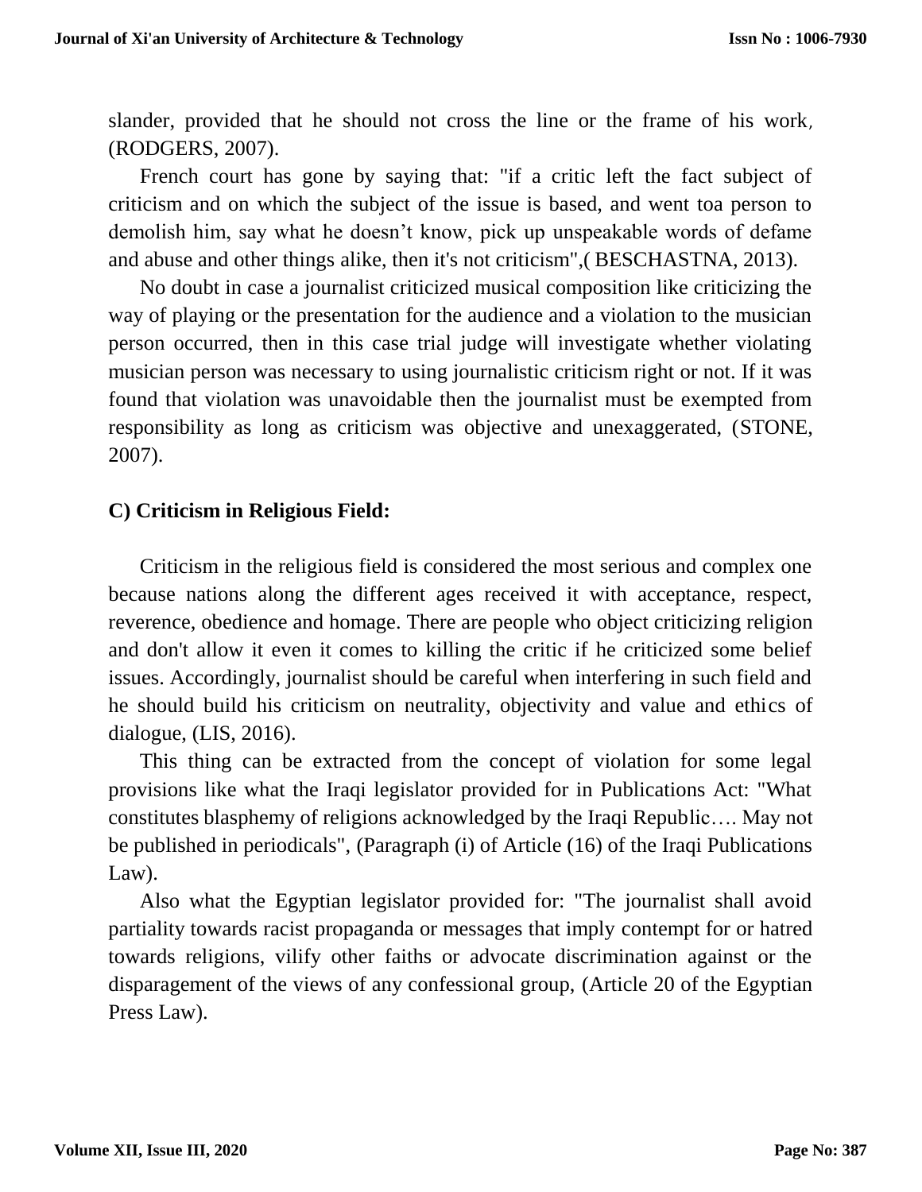slander, provided that he should not cross the line or the frame of his work, (RODGERS, 2007).

French court has gone by saying that: "if a critic left the fact subject of criticism and on which the subject of the issue is based, and went toa person to demolish him, say what he doesn't know, pick up unspeakable words of defame and abuse and other things alike, then it's not criticism",( BESCHASTNA, 2013).

No doubt in case a journalist criticized musical composition like criticizing the way of playing or the presentation for the audience and a violation to the musician person occurred, then in this case trial judge will investigate whether violating musician person was necessary to using journalistic criticism right or not. If it was found that violation was unavoidable then the journalist must be exempted from responsibility as long as criticism was objective and unexaggerated, (STONE, 2007).

### C) Criticism in Religious Field:

Criticism in the religious field is considered the most serious and complex one because nations along the different ages received it with acceptance, respect, reverence, obedience and homage. There are people who object criticizing religion and don't allow it even it comes to killing the critic if he criticized some belief issues. Accordingly, journalist should be careful when interfering in such field and he should build his criticism on neutrality, objectivity and value and ethics of dialogue, (LIS, 2016).

This thing can be extracted from the concept of violation for some legal provisions like what the Iraqi legislator provided for in Publications Act: "What constitutes blasphemy of religions acknowledged by the Iraqi Republic…. May not be published in periodicals", (Paragraph (i) of Article (16) of the Iraqi Publications Law).

Also what the Egyptian legislator provided for: "The journalist shall avoid partiality towards racist propaganda or messages that imply contempt for or hatred towards religions, vilify other faiths or advocate discrimination against or the disparagement of the views of any confessional group, (Article 20 of the Egyptian Press Law).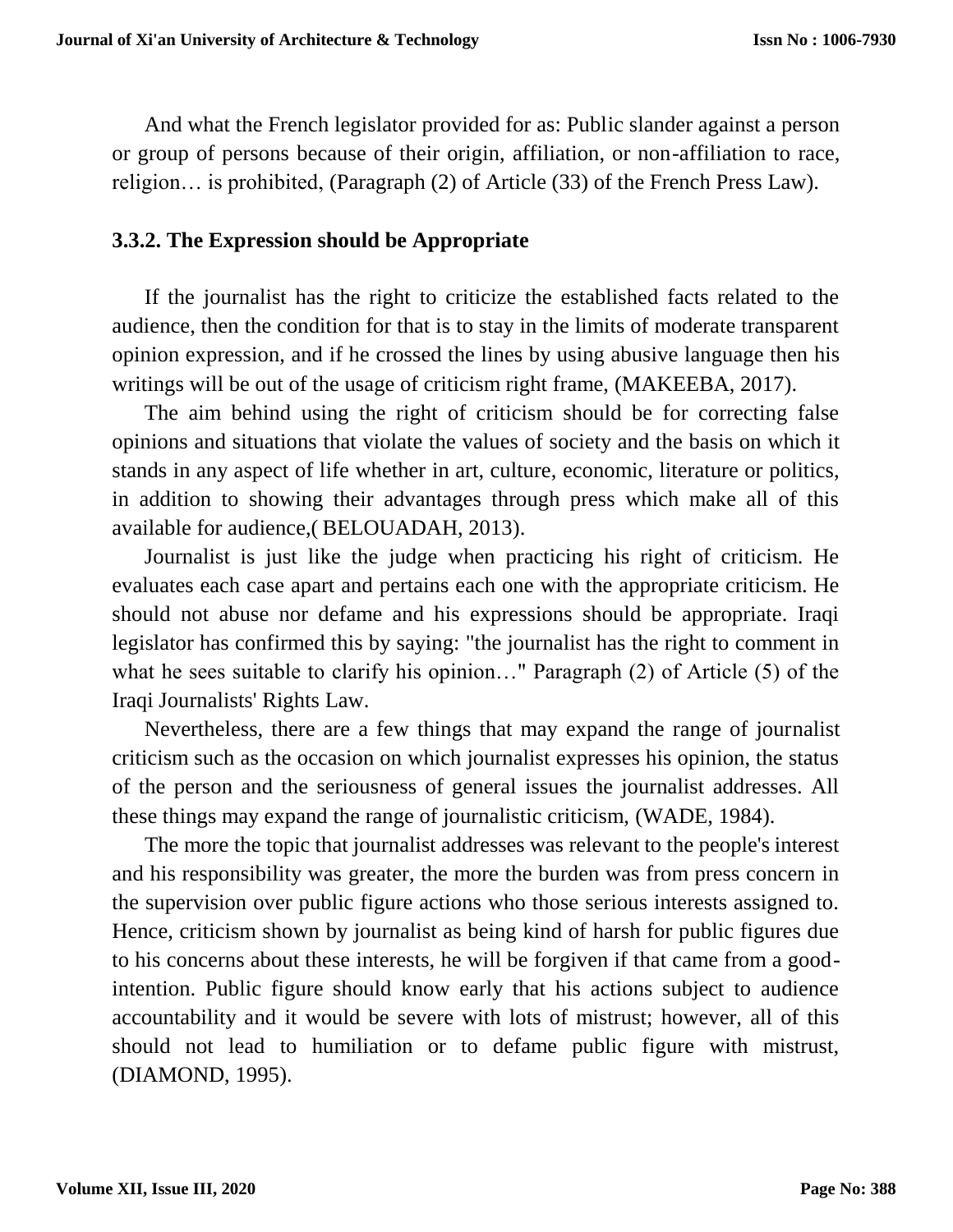And what the French legislator provided for as: Public slander against a person or group of persons because of their origin, affiliation, or non-affiliation to race, religion… is prohibited, (Paragraph (2) of Article (33) of the French Press Law).

### 3.3.2. The Expression should be Appropriate

If the journalist has the right to criticize the established facts related to the audience, then the condition for that is to stay in the limits of moderate transparent opinion expression, and if he crossed the lines by using abusive language then his writings will be out of the usage of criticism right frame, (MAKEEBA, 2017).

The aim behind using the right of criticism should be for correcting false opinions and situations that violate the values of society and the basis on which it stands in any aspect of life whether in art, culture, economic, literature or politics, in addition to showing their advantages through press which make all of this available for audience,( BELOUADAH, 2013).

Journalist is just like the judge when practicing his right of criticism. He evaluates each case apart and pertains each one with the appropriate criticism. He should not abuse nor defame and his expressions should be appropriate. Iraqi legislator has confirmed this by saying: "the journalist has the right to comment in what he sees suitable to clarify his opinion…" Paragraph (2) of Article (5) of the Iraqi Journalists' Rights Law.

Nevertheless, there are a few things that may expand the range of journalist criticism such as the occasion on which journalist expresses his opinion, the status of the person and the seriousness of general issues the journalist addresses. All these things may expand the range of journalistic criticism, (WADE, 1984).

The more the topic that journalist addresses was relevant to the people's interest and his responsibility was greater, the more the burden was from press concern in the supervision over public figure actions who those serious interests assigned to. Hence, criticism shown by journalist as being kind of harsh for public figures due to his concerns about these interests, he will be forgiven if that came from a good-intention. Public figure should know early that his actions subject to audience accountability and it would be severe with lots of mistrust; however, all of this should not lead to humiliation or to defame public figure with mistrust, (DIAMOND, 1995).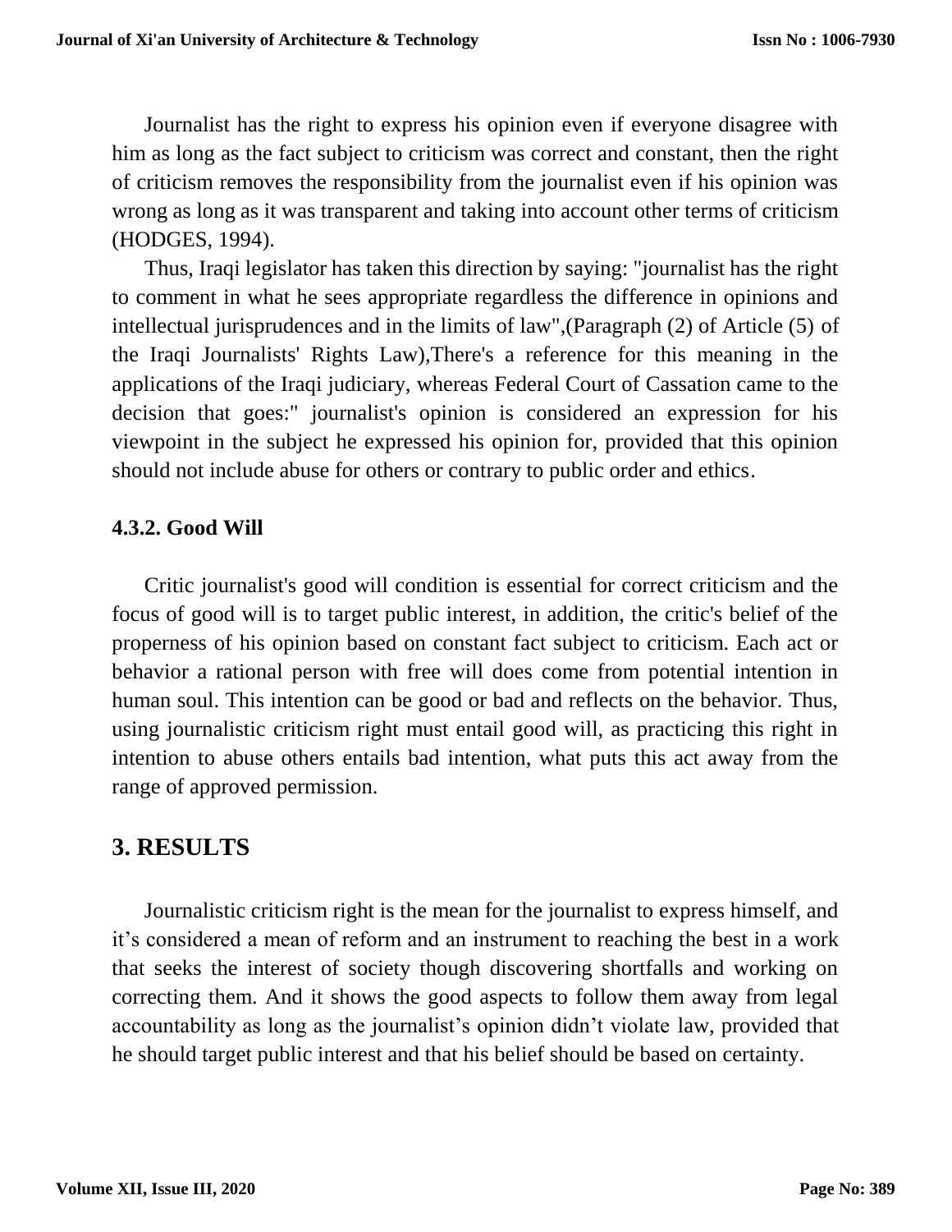Journalist has the right to express his opinion even if everyone disagree with him as long as the fact subject to criticism was correct and constant, then the right of criticism removes the responsibility from the journalist even if his opinion was wrong as long as it was transparent and taking into account other terms of criticism (HODGES, 1994).

Thus, Iraqi legislator has taken this direction by saying: "journalist has the right to comment in what he sees appropriate regardless the difference in opinions and intellectual jurisprudences and in the limits of law",(Paragraph (2) of Article (5) of the Iraqi Journalists' Rights Law),There's a reference for this meaning in the applications of the Iraqi judiciary, whereas Federal Court of Cassation came to the decision that goes:" journalist's opinion is considered an expression for his viewpoint in the subject he expressed his opinion for, provided that this opinion should not include abuse for others or contrary to public order and ethics.

#### 4.3.2. Good Will

Critic journalist's good will condition is essential for correct criticism and the focus of good will is to target public interest, in addition, the critic's belief of the properness of his opinion based on constant fact subject to criticism. Each act or behavior a rational person with free will does come from potential intention in human soul. This intention can be good or bad and reflects on the behavior. Thus, using journalistic criticism right must entail good will, as practicing this right in intention to abuse others entails bad intention, what puts this act away from the range of approved permission.

## 3. RESULTS

Journalistic criticism right is the mean for the journalist to express himself, and it’s considered a mean of reform and an instrument to reaching the best in a work that seeks the interest of society though discovering shortfalls and working on correcting them. And it shows the good aspects to follow them away from legal accountability as long as the journalist’s opinion didn’t violate law, provided that he should target public interest and that his belief should be based on certainty.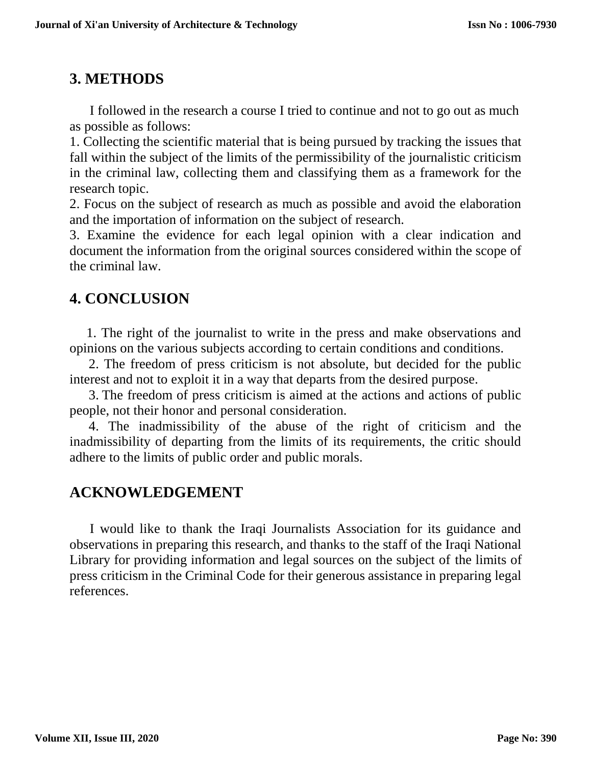## 3. METHODS

I followed in the research a course I tried to continue and not to go out as much as possible as follows:

1. Collecting the scientific material that is being pursued by tracking the issues that fall within the subject of the limits of the permissibility of the journalistic criticism in the criminal law, collecting them and classifying them as a framework for the research topic.
2. Focus on the subject of research as much as possible and avoid the elaboration and the importation of information on the subject of research.
3. Examine the evidence for each legal opinion with a clear indication and document the information from the original sources considered within the scope of the criminal law.

## 4. CONCLUSION

1. The right of the journalist to write in the press and make observations and opinions on the various subjects according to certain conditions and conditions.
2. The freedom of press criticism is not absolute, but decided for the public interest and not to exploit it in a way that departs from the desired purpose.
3. The freedom of press criticism is aimed at the actions and actions of public people, not their honor and personal consideration.
4. The inadmissibility of the abuse of the right of criticism and the inadmissibility of departing from the limits of its requirements, the critic should adhere to the limits of public order and public morals.

## ACKNOWLEDGEMENT

I would like to thank the Iraqi Journalists Association for its guidance and observations in preparing this research, and thanks to the staff of the Iraqi National Library for providing information and legal sources on the subject of the limits of press criticism in the Criminal Code for their generous assistance in preparing legal references.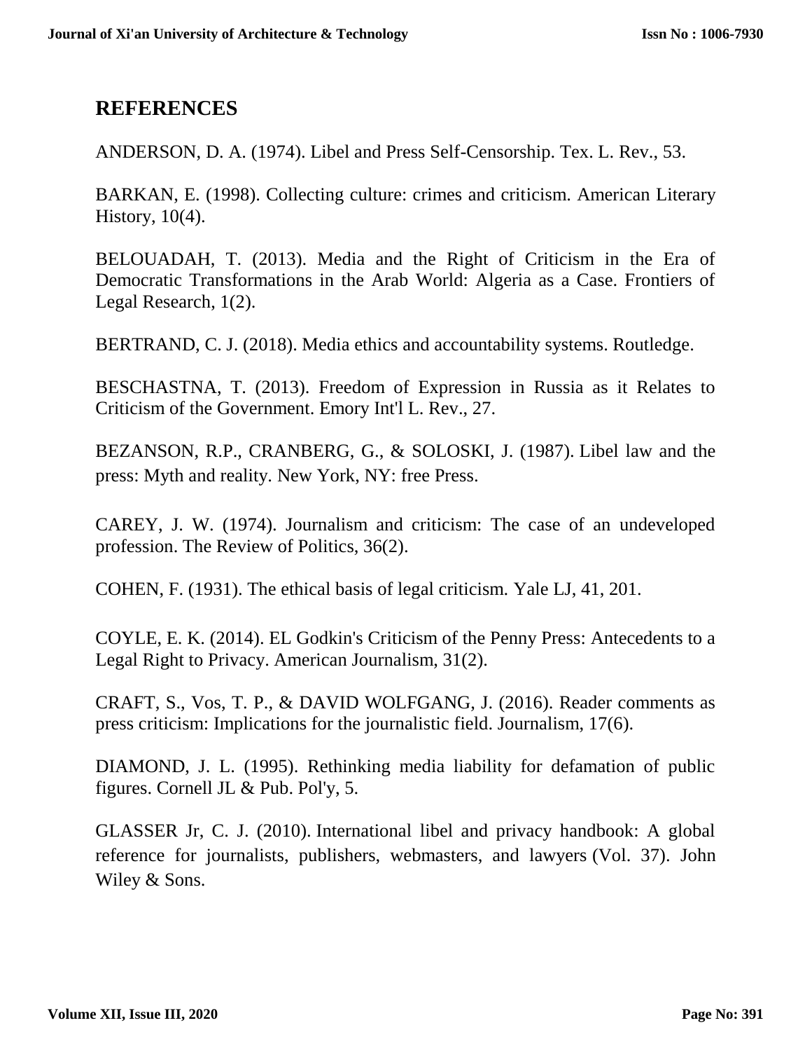## REFERENCES

ANDERSON, D. A. (1974). Libel and Press Self-Censorship. Tex. L. Rev., 53.

BARKAN, E. (1998). Collecting culture: crimes and criticism. American Literary History, 10(4).

BELOUADAH, T. (2013). Media and the Right of Criticism in the Era of Democratic Transformations in the Arab World: Algeria as a Case. Frontiers of Legal Research, 1(2).

BERTRAND, C. J. (2018). Media ethics and accountability systems. Routledge.

BESCHASTNA, T. (2013). Freedom of Expression in Russia as it Relates to Criticism of the Government. Emory Int'l L. Rev., 27.

BEZANSON, R.P., CRANBERG, G., & SOLOSKI, J. (1987). Libel law and the press: Myth and reality. New York, NY: free Press.

CAREY, J. W. (1974). Journalism and criticism: The case of an undeveloped profession. The Review of Politics, 36(2).

COHEN, F. (1931). The ethical basis of legal criticism. Yale LJ, 41, 201.

COYLE, E. K. (2014). EL Godkin's Criticism of the Penny Press: Antecedents to a Legal Right to Privacy. American Journalism, 31(2).

CRAFT, S., Vos, T. P., & DAVID WOLFGANG, J. (2016). Reader comments as press criticism: Implications for the journalistic field. Journalism, 17(6).

DIAMOND, J. L. (1995). Rethinking media liability for defamation of public figures. Cornell JL & Pub. Pol'y, 5.

GLASSER Jr, C. J. (2010). International libel and privacy handbook: A global reference for journalists, publishers, webmasters, and lawyers (Vol. 37). John Wiley & Sons.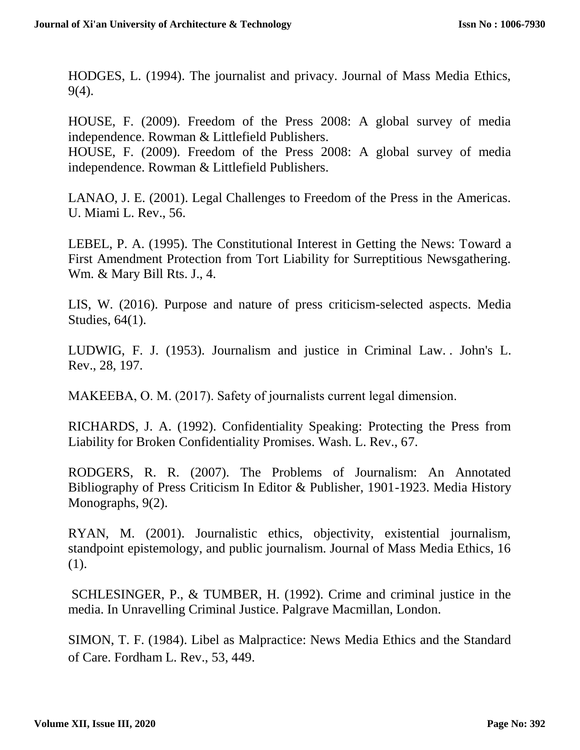HODGES, L. (1994). The journalist and privacy. Journal of Mass Media Ethics, 9(4).

HOUSE, F. (2009). Freedom of the Press 2008: A global survey of media independence. Rowman & Littlefield Publishers.
HOUSE, F. (2009). Freedom of the Press 2008: A global survey of media independence. Rowman & Littlefield Publishers.

LANAO, J. E. (2001). Legal Challenges to Freedom of the Press in the Americas. U. Miami L. Rev., 56.

LEBEL, P. A. (1995). The Constitutional Interest in Getting the News: Toward a First Amendment Protection from Tort Liability for Surreptitious Newsgathering. Wm. & Mary Bill Rts. J., 4.

LIS, W. (2016). Purpose and nature of press criticism-selected aspects. Media Studies, 64(1).

LUDWIG, F. J. (1953). Journalism and justice in Criminal Law. . John's L. Rev., 28, 197.

MAKEEBA, O. M. (2017). Safety of journalists current legal dimension.

RICHARDS, J. A. (1992). Confidentiality Speaking: Protecting the Press from Liability for Broken Confidentiality Promises. Wash. L. Rev., 67.

RODGERS, R. R. (2007). The Problems of Journalism: An Annotated Bibliography of Press Criticism In Editor & Publisher, 1901-1923. Media History Monographs, 9(2).

RYAN, M. (2001). Journalistic ethics, objectivity, existential journalism, standpoint epistemology, and public journalism. Journal of Mass Media Ethics, 16 (1).

SCHLESINGER, P., & TUMBER, H. (1992). Crime and criminal justice in the media. In Unravelling Criminal Justice. Palgrave Macmillan, London.

SIMON, T. F. (1984). Libel as Malpractice: News Media Ethics and the Standard of Care. Fordham L. Rev., 53, 449.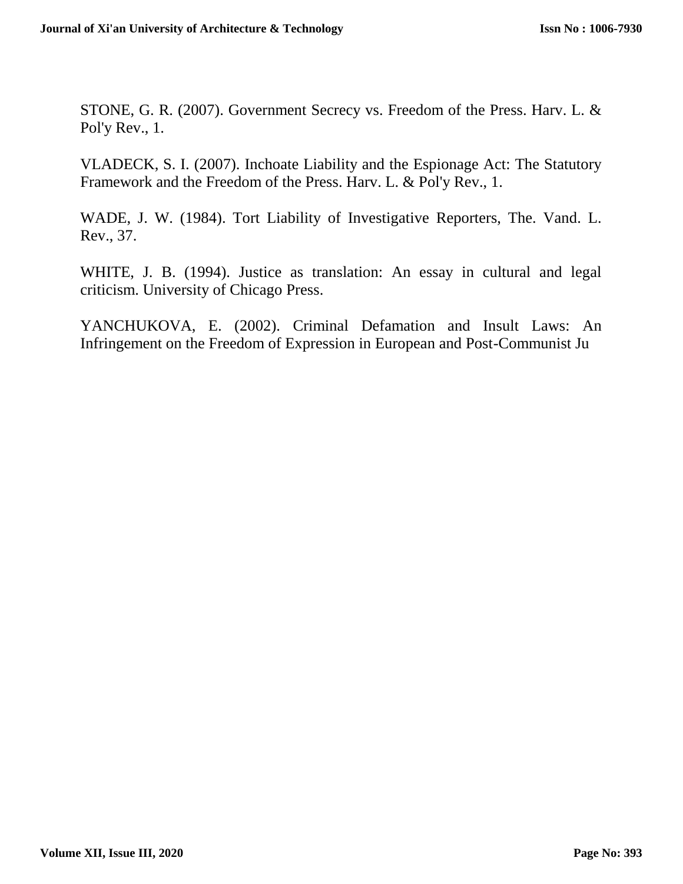STONE, G. R. (2007). Government Secrecy vs. Freedom of the Press. Harv. L. & Pol'y Rev., 1.

VLADECK, S. I. (2007). Inchoate Liability and the Espionage Act: The Statutory Framework and the Freedom of the Press. Harv. L. & Pol'y Rev., 1.

WADE, J. W. (1984). Tort Liability of Investigative Reporters, The. Vand. L. Rev., 37.

WHITE, J. B. (1994). Justice as translation: An essay in cultural and legal criticism. University of Chicago Press.

YANCHUKOVA, E. (2002). Criminal Defamation and Insult Laws: An Infringement on the Freedom of Expression in European and Post-Communist Ju